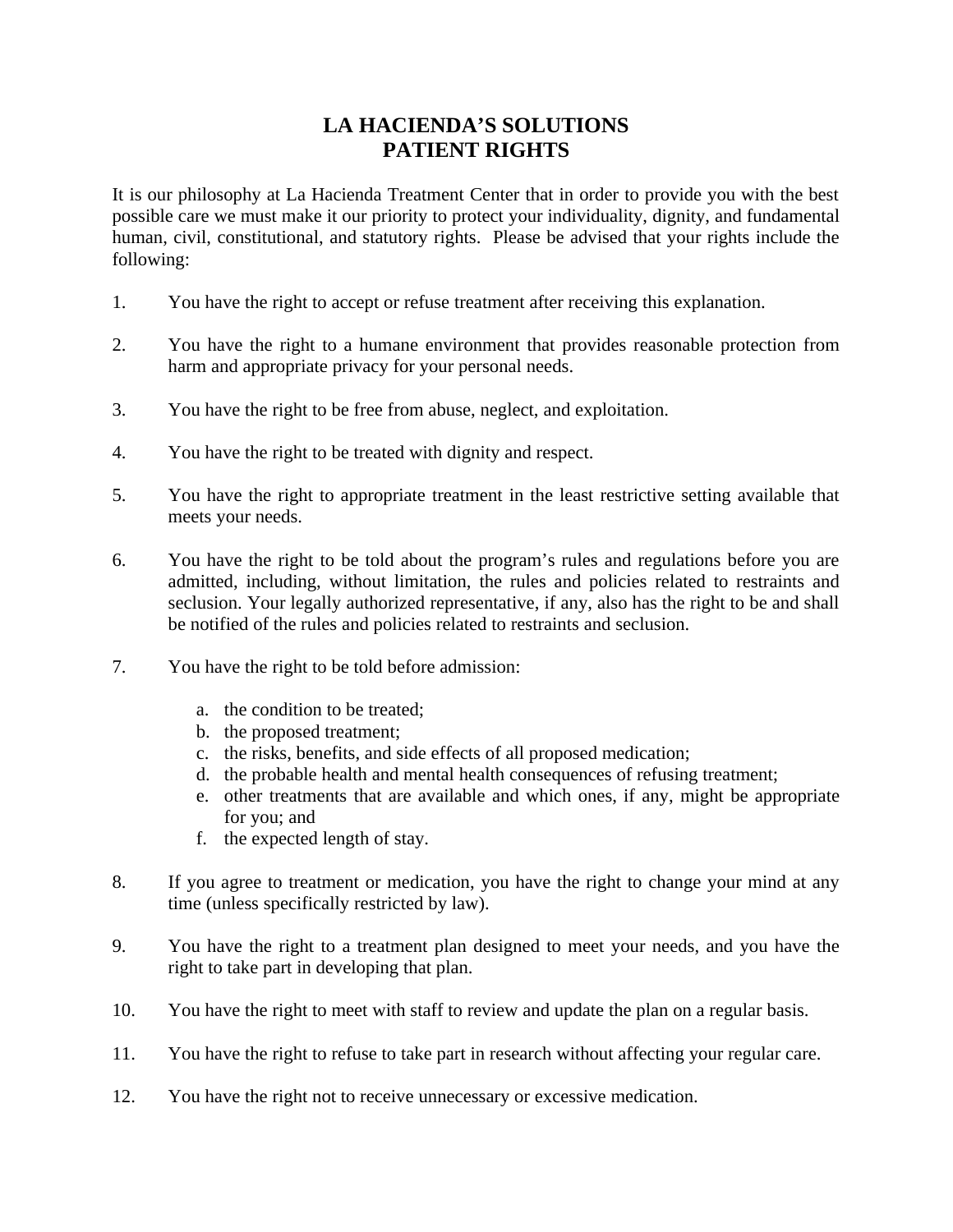# LA HACIENDA'S SOLUTIONS
# PATIENT RIGHTS

It is our philosophy at La Hacienda Treatment Center that in order to provide you with the best possible care we must make it our priority to protect your individuality, dignity, and fundamental human, civil, constitutional, and statutory rights. Please be advised that your rights include the following:

1. You have the right to accept or refuse treatment after receiving this explanation.

2. You have the right to a humane environment that provides reasonable protection from harm and appropriate privacy for your personal needs.

3. You have the right to be free from abuse, neglect, and exploitation.

4. You have the right to be treated with dignity and respect.

5. You have the right to appropriate treatment in the least restrictive setting available that meets your needs.

6. You have the right to be told about the program's rules and regulations before you are admitted, including, without limitation, the rules and policies related to restraints and seclusion. Your legally authorized representative, if any, also has the right to be and shall be notified of the rules and policies related to restraints and seclusion.

7. You have the right to be told before admission:

   a. the condition to be treated;
   b. the proposed treatment;
   c. the risks, benefits, and side effects of all proposed medication;
   d. the probable health and mental health consequences of refusing treatment;
   e. other treatments that are available and which ones, if any, might be appropriate for you; and
   f. the expected length of stay.

8. If you agree to treatment or medication, you have the right to change your mind at any time (unless specifically restricted by law).

9. You have the right to a treatment plan designed to meet your needs, and you have the right to take part in developing that plan.

10. You have the right to meet with staff to review and update the plan on a regular basis.

11. You have the right to refuse to take part in research without affecting your regular care.

12. You have the right not to receive unnecessary or excessive medication.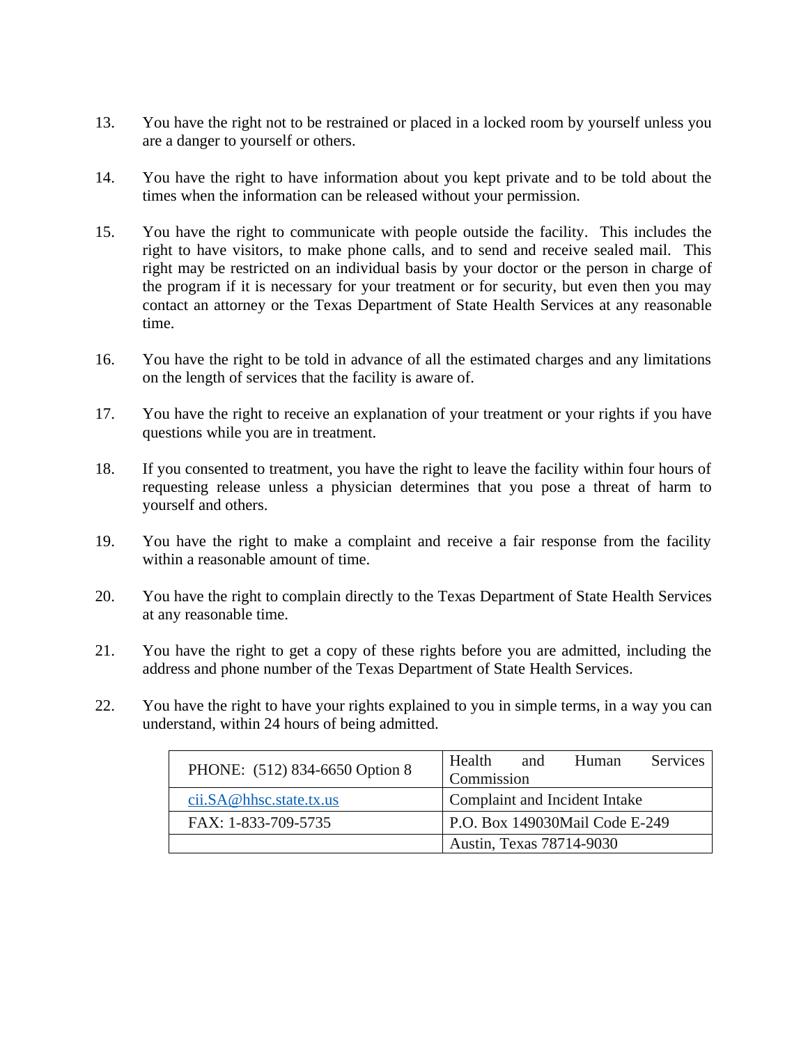13. You have the right not to be restrained or placed in a locked room by yourself unless you are a danger to yourself or others.

14. You have the right to have information about you kept private and to be told about the times when the information can be released without your permission.

15. You have the right to communicate with people outside the facility. This includes the right to have visitors, to make phone calls, and to send and receive sealed mail. This right may be restricted on an individual basis by your doctor or the person in charge of the program if it is necessary for your treatment or for security, but even then you may contact an attorney or the Texas Department of State Health Services at any reasonable time.

16. You have the right to be told in advance of all the estimated charges and any limitations on the length of services that the facility is aware of.

17. You have the right to receive an explanation of your treatment or your rights if you have questions while you are in treatment.

18. If you consented to treatment, you have the right to leave the facility within four hours of requesting release unless a physician determines that you pose a threat of harm to yourself and others.

19. You have the right to make a complaint and receive a fair response from the facility within a reasonable amount of time.

20. You have the right to complain directly to the Texas Department of State Health Services at any reasonable time.

21. You have the right to get a copy of these rights before you are admitted, including the address and phone number of the Texas Department of State Health Services.

22. You have the right to have your rights explained to you in simple terms, in a way you can understand, within 24 hours of being admitted.

| | |
|---|---|
| PHONE: (512) 834-6650 Option 8 | Health and Human Services Commission |
| cii.SA@hhsc.state.tx.us | Complaint and Incident Intake |
| FAX: 1-833-709-5735 | P.O. Box 149030Mail Code E-249 |
| | Austin, Texas 78714-9030 |